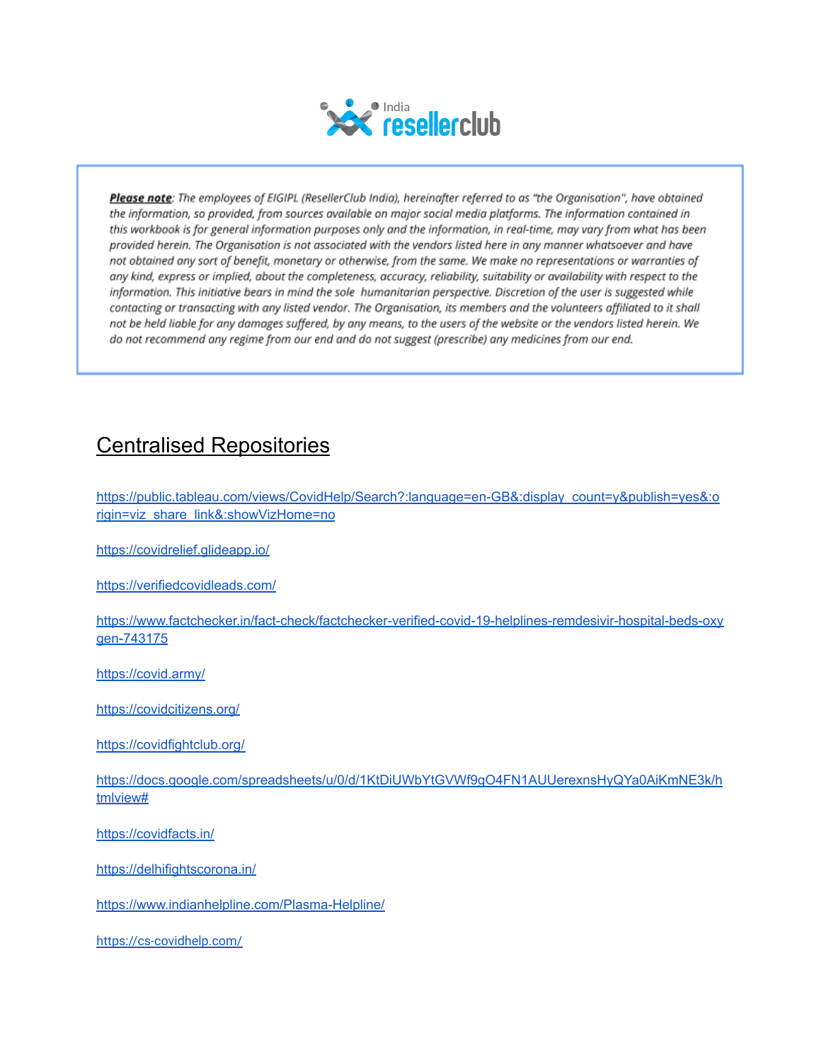India resellerclub

***Please note***: *The employees of EIGIPL (ResellerClub India), hereinafter referred to as "the Organisation", have obtained the information, so provided, from sources available on major social media platforms. The information contained in this workbook is for general information purposes only and the information, in real-time, may vary from what has been provided herein. The Organisation is not associated with the vendors listed here in any manner whatsoever and have not obtained any sort of benefit, monetary or otherwise, from the same. We make no representations or warranties of any kind, express or implied, about the completeness, accuracy, reliability, suitability or availability with respect to the information. This initiative bears in mind the sole humanitarian perspective. Discretion of the user is suggested while contacting or transacting with any listed vendor. The Organisation, its members and the volunteers affiliated to it shall not be held liable for any damages suffered, by any means, to the users of the website or the vendors listed herein. We do not recommend any regime from our end and do not suggest (prescribe) any medicines from our end.*

# Centralised Repositories

https://public.tableau.com/views/CovidHelp/Search?:language=en-GB&:display_count=y&publish=yes&:origin=viz_share_link&:showVizHome=no

https://covidrelief.glideapp.io/

https://verifiedcovidleads.com/

https://www.factchecker.in/fact-check/factchecker-verified-covid-19-helplines-remdesivir-hospital-beds-oxygen-743175

https://covid.army/

https://covidcitizens.org/

https://covidfightclub.org/

https://docs.google.com/spreadsheets/u/0/d/1KtDiUWbYtGVWf9gO4FN1AUUerexnsHyQYa0AiKmNE3k/htmlview#

https://covidfacts.in/

https://delhifightscorona.in/

https://www.indianhelpline.com/Plasma-Helpline/

https://cs-covidhelp.com/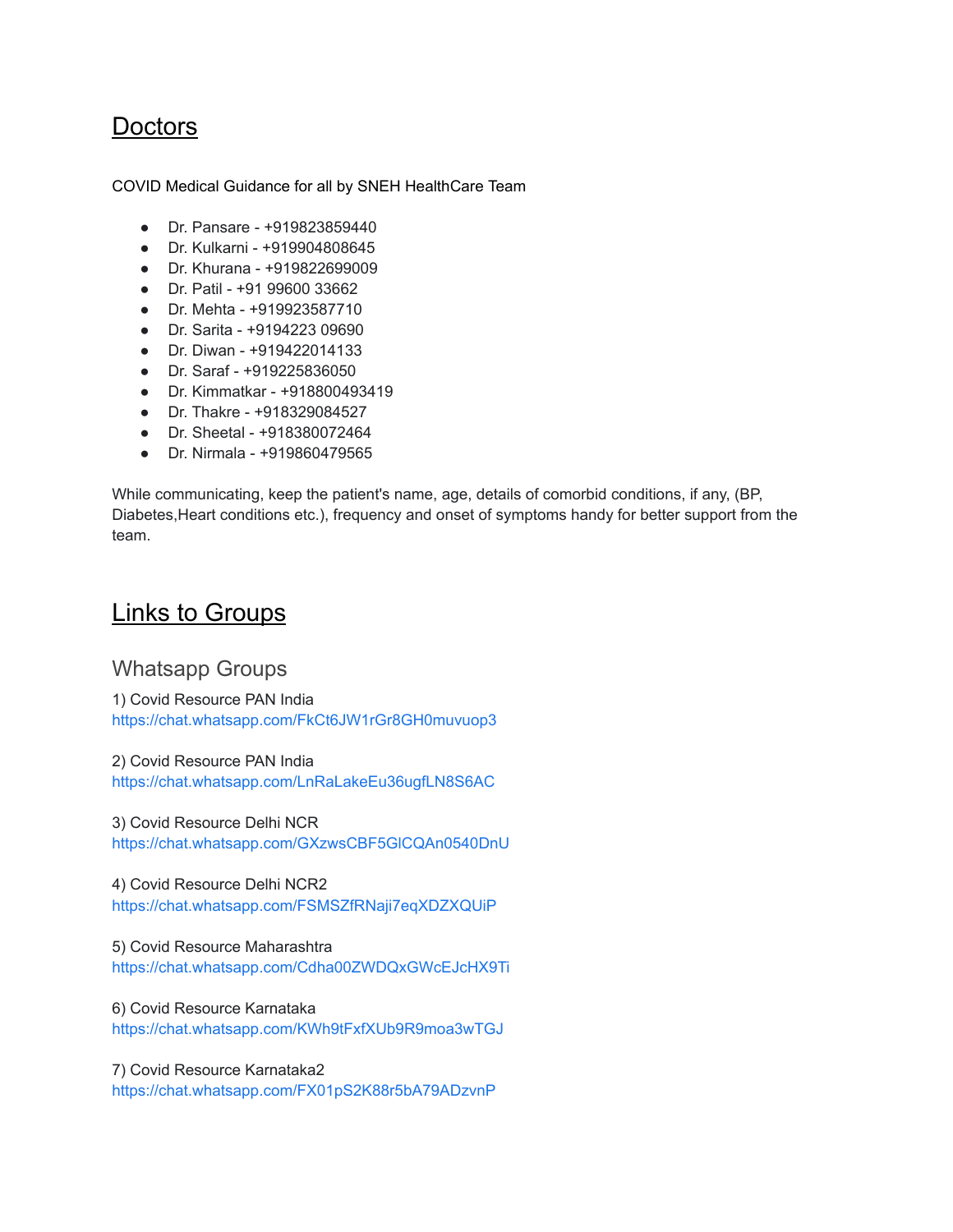# Doctors

COVID Medical Guidance for all by SNEH HealthCare Team

- Dr. Pansare - +919823859440
- Dr. Kulkarni - +919904808645
- Dr. Khurana - +919822699009
- Dr. Patil - +91 99600 33662
- Dr. Mehta - +919923587710
- Dr. Sarita - +9194223 09690
- Dr. Diwan - +919422014133
- Dr. Saraf - +919225836050
- Dr. Kimmatkar - +918800493419
- Dr. Thakre - +918329084527
- Dr. Sheetal - +918380072464
- Dr. Nirmala - +919860479565

While communicating, keep the patient's name, age, details of comorbid conditions, if any, (BP, Diabetes,Heart conditions etc.), frequency and onset of symptoms handy for better support from the team.

# Links to Groups

## Whatsapp Groups

1) Covid Resource PAN India
https://chat.whatsapp.com/FkCt6JW1rGr8GH0muvuop3

2) Covid Resource PAN India
https://chat.whatsapp.com/LnRaLakeEu36ugfLN8S6AC

3) Covid Resource Delhi NCR
https://chat.whatsapp.com/GXzwsCBF5GlCQAn0540DnU

4) Covid Resource Delhi NCR2
https://chat.whatsapp.com/FSMSZfRNaji7eqXDZXQUiP

5) Covid Resource Maharashtra
https://chat.whatsapp.com/Cdha00ZWDQxGWcEJcHX9Ti

6) Covid Resource Karnataka
https://chat.whatsapp.com/KWh9tFxfXUb9R9moa3wTGJ

7) Covid Resource Karnataka2
https://chat.whatsapp.com/FX01pS2K88r5bA79ADzvnP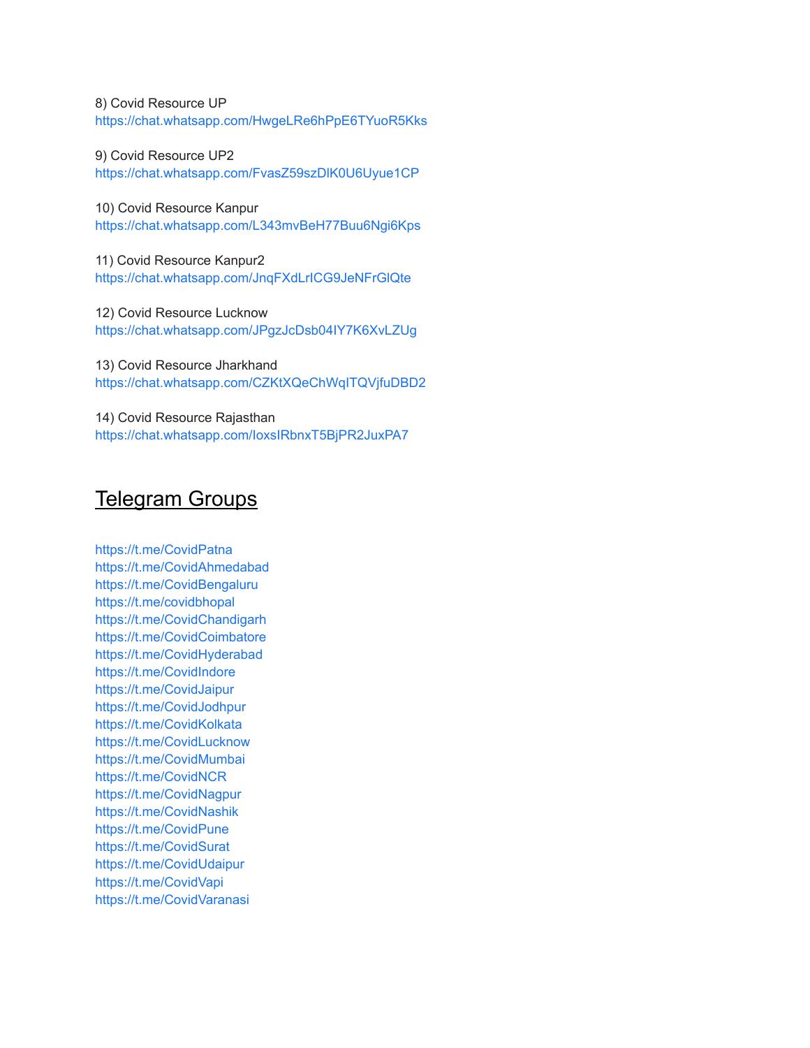8) Covid Resource UP
https://chat.whatsapp.com/HwgeLRe6hPpE6TYuoR5Kks

9) Covid Resource UP2
https://chat.whatsapp.com/FvasZ59szDlK0U6Uyue1CP

10) Covid Resource Kanpur
https://chat.whatsapp.com/L343mvBeH77Buu6Ngi6Kps

11) Covid Resource Kanpur2
https://chat.whatsapp.com/JnqFXdLrICG9JeNFrGlQte

12) Covid Resource Lucknow
https://chat.whatsapp.com/JPgzJcDsb04IY7K6XvLZUg

13) Covid Resource Jharkhand
https://chat.whatsapp.com/CZKtXQeChWqITQVjfuDBD2

14) Covid Resource Rajasthan
https://chat.whatsapp.com/IoxsIRbnxT5BjPR2JuxPA7

## Telegram Groups

https://t.me/CovidPatna
https://t.me/CovidAhmedabad
https://t.me/CovidBengaluru
https://t.me/covidbhopal
https://t.me/CovidChandigarh
https://t.me/CovidCoimbatore
https://t.me/CovidHyderabad
https://t.me/CovidIndore
https://t.me/CovidJaipur
https://t.me/CovidJodhpur
https://t.me/CovidKolkata
https://t.me/CovidLucknow
https://t.me/CovidMumbai
https://t.me/CovidNCR
https://t.me/CovidNagpur
https://t.me/CovidNashik
https://t.me/CovidPune
https://t.me/CovidSurat
https://t.me/CovidUdaipur
https://t.me/CovidVapi
https://t.me/CovidVaranasi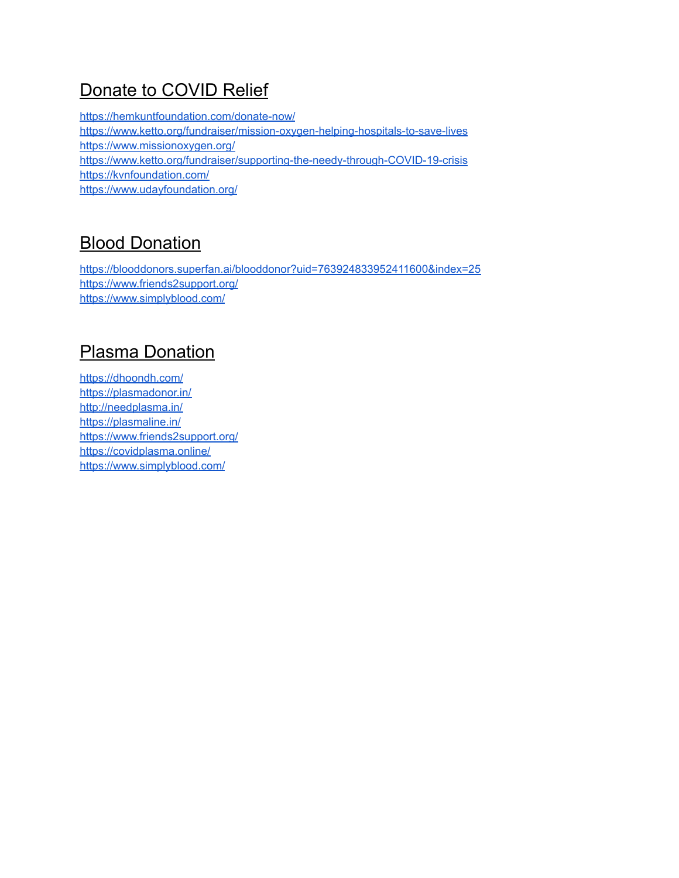## Donate to COVID Relief

https://hemkuntfoundation.com/donate-now/
https://www.ketto.org/fundraiser/mission-oxygen-helping-hospitals-to-save-lives
https://www.missionoxygen.org/
https://www.ketto.org/fundraiser/supporting-the-needy-through-COVID-19-crisis
https://kvnfoundation.com/
https://www.udayfoundation.org/

## Blood Donation

https://blooddonors.superfan.ai/blooddonor?uid=763924833952411600&index=25
https://www.friends2support.org/
https://www.simplyblood.com/

## Plasma Donation

https://dhoondh.com/
https://plasmadonor.in/
http://needplasma.in/
https://plasmaline.in/
https://www.friends2support.org/
https://covidplasma.online/
https://www.simplyblood.com/